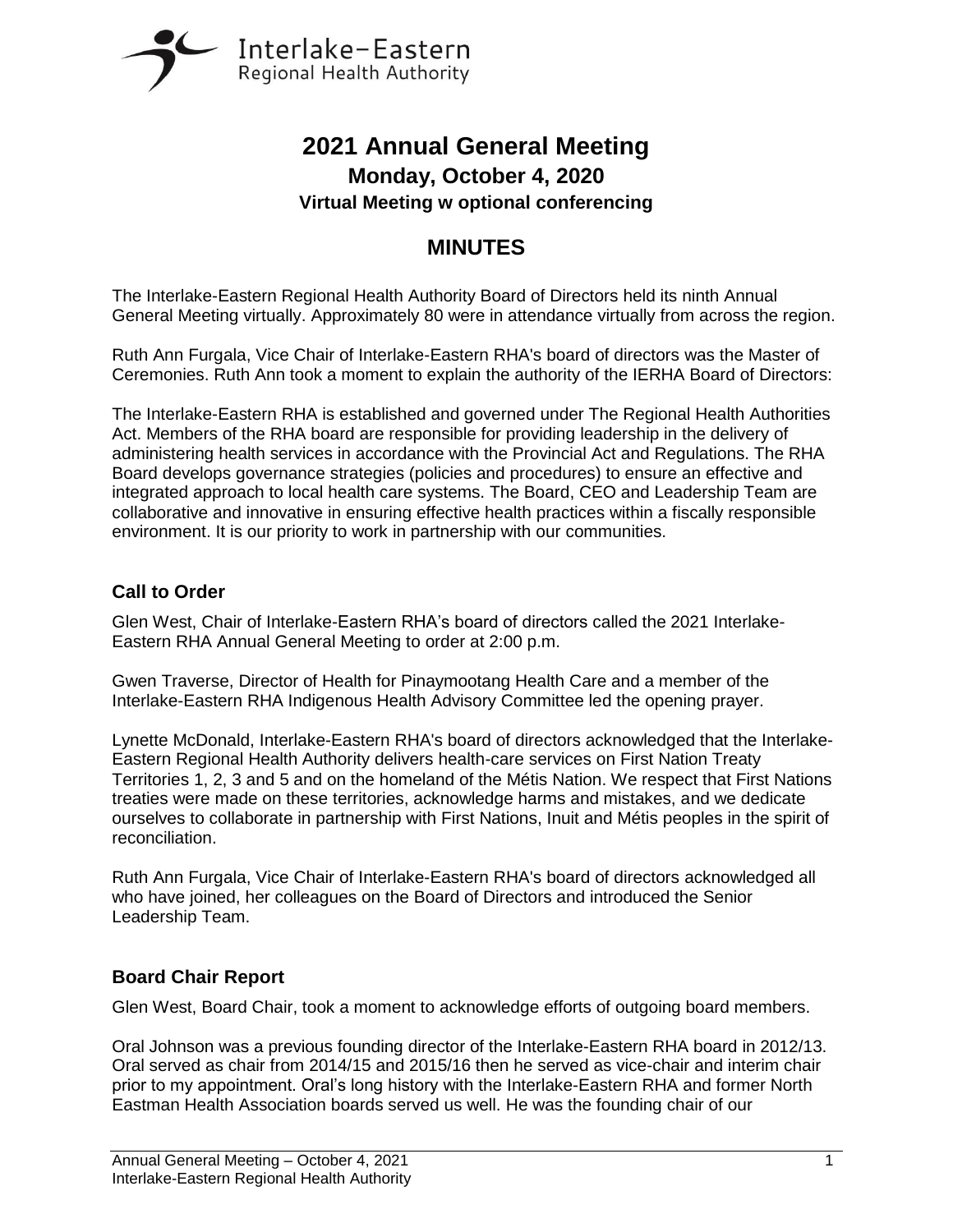Interlake-Eastern
Regional Health Authority

# 2021 Annual General Meeting

## Monday, October 4, 2020

### Virtual Meeting w optional conferencing

## MINUTES

The Interlake-Eastern Regional Health Authority Board of Directors held its ninth Annual General Meeting virtually. Approximately 80 were in attendance virtually from across the region.

Ruth Ann Furgala, Vice Chair of Interlake-Eastern RHA's board of directors was the Master of Ceremonies. Ruth Ann took a moment to explain the authority of the IERHA Board of Directors:

The Interlake-Eastern RHA is established and governed under The Regional Health Authorities Act. Members of the RHA board are responsible for providing leadership in the delivery of administering health services in accordance with the Provincial Act and Regulations. The RHA Board develops governance strategies (policies and procedures) to ensure an effective and integrated approach to local health care systems. The Board, CEO and Leadership Team are collaborative and innovative in ensuring effective health practices within a fiscally responsible environment. It is our priority to work in partnership with our communities.

### Call to Order

Glen West, Chair of Interlake-Eastern RHA's board of directors called the 2021 Interlake-Eastern RHA Annual General Meeting to order at 2:00 p.m.

Gwen Traverse, Director of Health for Pinaymootang Health Care and a member of the Interlake-Eastern RHA Indigenous Health Advisory Committee led the opening prayer.

Lynette McDonald, Interlake-Eastern RHA's board of directors acknowledged that the Interlake-Eastern Regional Health Authority delivers health-care services on First Nation Treaty Territories 1, 2, 3 and 5 and on the homeland of the Métis Nation. We respect that First Nations treaties were made on these territories, acknowledge harms and mistakes, and we dedicate ourselves to collaborate in partnership with First Nations, Inuit and Métis peoples in the spirit of reconciliation.

Ruth Ann Furgala, Vice Chair of Interlake-Eastern RHA's board of directors acknowledged all who have joined, her colleagues on the Board of Directors and introduced the Senior Leadership Team.

### Board Chair Report

Glen West, Board Chair, took a moment to acknowledge efforts of outgoing board members.

Oral Johnson was a previous founding director of the Interlake-Eastern RHA board in 2012/13. Oral served as chair from 2014/15 and 2015/16 then he served as vice-chair and interim chair prior to my appointment. Oral's long history with the Interlake-Eastern RHA and former North Eastman Health Association boards served us well. He was the founding chair of our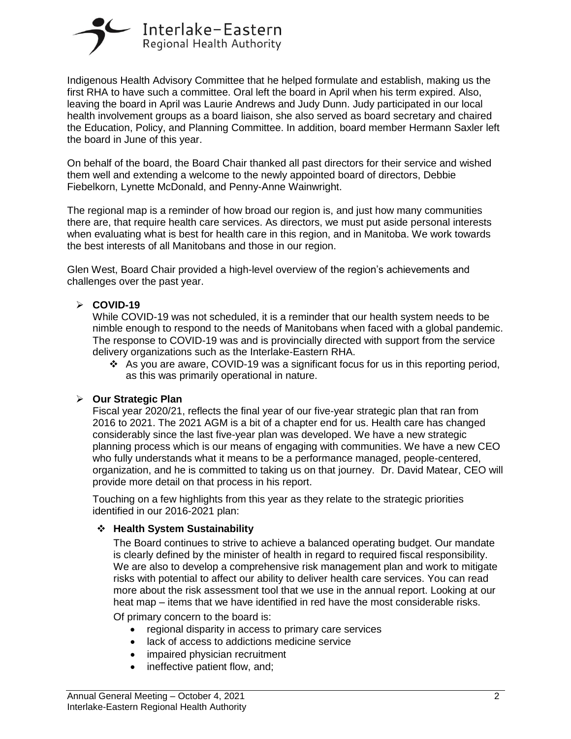Indigenous Health Advisory Committee that he helped formulate and establish, making us the first RHA to have such a committee. Oral left the board in April when his term expired. Also, leaving the board in April was Laurie Andrews and Judy Dunn. Judy participated in our local health involvement groups as a board liaison, she also served as board secretary and chaired the Education, Policy, and Planning Committee. In addition, board member Hermann Saxler left the board in June of this year.

On behalf of the board, the Board Chair thanked all past directors for their service and wished them well and extending a welcome to the newly appointed board of directors, Debbie Fiebelkorn, Lynette McDonald, and Penny-Anne Wainwright.

The regional map is a reminder of how broad our region is, and just how many communities there are, that require health care services. As directors, we must put aside personal interests when evaluating what is best for health care in this region, and in Manitoba. We work towards the best interests of all Manitobans and those in our region.

Glen West, Board Chair provided a high-level overview of the region's achievements and challenges over the past year.

- **COVID-19**

  While COVID-19 was not scheduled, it is a reminder that our health system needs to be nimble enough to respond to the needs of Manitobans when faced with a global pandemic. The response to COVID-19 was and is provincially directed with support from the service delivery organizations such as the Interlake-Eastern RHA.

  - As you are aware, COVID-19 was a significant focus for us in this reporting period, as this was primarily operational in nature.

- **Our Strategic Plan**

  Fiscal year 2020/21, reflects the final year of our five-year strategic plan that ran from 2016 to 2021. The 2021 AGM is a bit of a chapter end for us. Health care has changed considerably since the last five-year plan was developed. We have a new strategic planning process which is our means of engaging with communities. We have a new CEO who fully understands what it means to be a performance managed, people-centered, organization, and he is committed to taking us on that journey. Dr. David Matear, CEO will provide more detail on that process in his report.

  Touching on a few highlights from this year as they relate to the strategic priorities identified in our 2016-2021 plan:

  - **Health System Sustainability**

    The Board continues to strive to achieve a balanced operating budget. Our mandate is clearly defined by the minister of health in regard to required fiscal responsibility. We are also to develop a comprehensive risk management plan and work to mitigate risks with potential to affect our ability to deliver health care services. You can read more about the risk assessment tool that we use in the annual report. Looking at our heat map – items that we have identified in red have the most considerable risks.

    Of primary concern to the board is:

    - regional disparity in access to primary care services
    - lack of access to addictions medicine service
    - impaired physician recruitment
    - ineffective patient flow, and;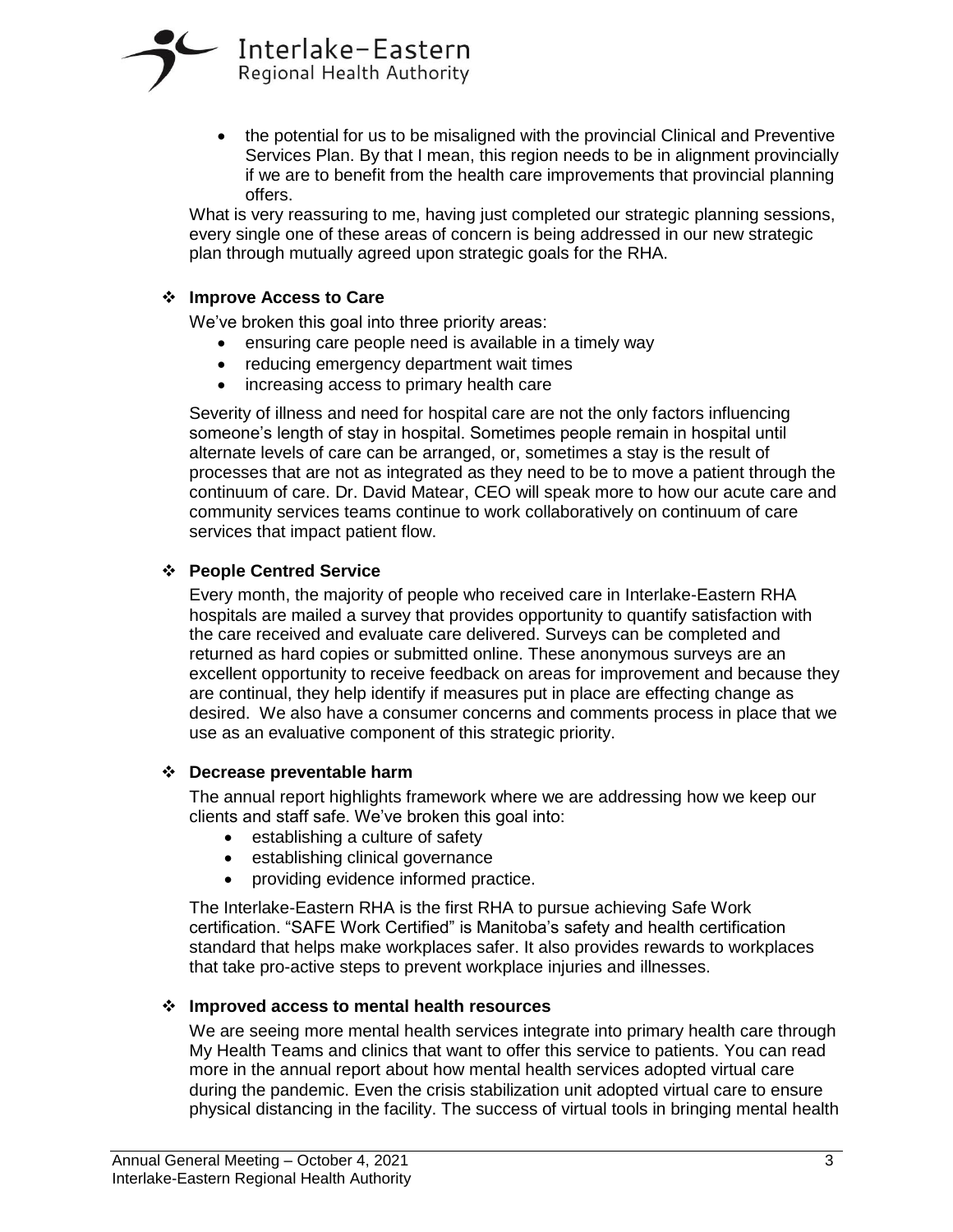- the potential for us to be misaligned with the provincial Clinical and Preventive Services Plan. By that I mean, this region needs to be in alignment provincially if we are to benefit from the health care improvements that provincial planning offers.

What is very reassuring to me, having just completed our strategic planning sessions, every single one of these areas of concern is being addressed in our new strategic plan through mutually agreed upon strategic goals for the RHA.

- **Improve Access to Care**

  We've broken this goal into three priority areas:
  - ensuring care people need is available in a timely way
  - reducing emergency department wait times
  - increasing access to primary health care

  Severity of illness and need for hospital care are not the only factors influencing someone's length of stay in hospital. Sometimes people remain in hospital until alternate levels of care can be arranged, or, sometimes a stay is the result of processes that are not as integrated as they need to be to move a patient through the continuum of care. Dr. David Matear, CEO will speak more to how our acute care and community services teams continue to work collaboratively on continuum of care services that impact patient flow.

- **People Centred Service**

  Every month, the majority of people who received care in Interlake-Eastern RHA hospitals are mailed a survey that provides opportunity to quantify satisfaction with the care received and evaluate care delivered. Surveys can be completed and returned as hard copies or submitted online. These anonymous surveys are an excellent opportunity to receive feedback on areas for improvement and because they are continual, they help identify if measures put in place are effecting change as desired. We also have a consumer concerns and comments process in place that we use as an evaluative component of this strategic priority.

- **Decrease preventable harm**

  The annual report highlights framework where we are addressing how we keep our clients and staff safe. We've broken this goal into:
  - establishing a culture of safety
  - establishing clinical governance
  - providing evidence informed practice.

  The Interlake-Eastern RHA is the first RHA to pursue achieving Safe Work certification. "SAFE Work Certified" is Manitoba's safety and health certification standard that helps make workplaces safer. It also provides rewards to workplaces that take pro-active steps to prevent workplace injuries and illnesses.

- **Improved access to mental health resources**

  We are seeing more mental health services integrate into primary health care through My Health Teams and clinics that want to offer this service to patients. You can read more in the annual report about how mental health services adopted virtual care during the pandemic. Even the crisis stabilization unit adopted virtual care to ensure physical distancing in the facility. The success of virtual tools in bringing mental health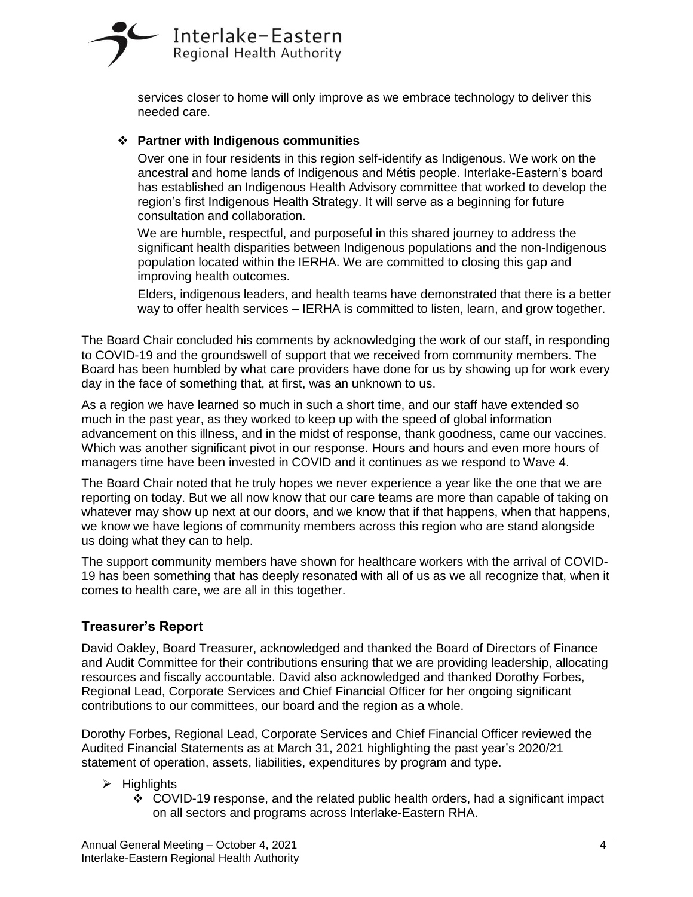services closer to home will only improve as we embrace technology to deliver this needed care.

- **Partner with Indigenous communities**

  Over one in four residents in this region self-identify as Indigenous. We work on the ancestral and home lands of Indigenous and Métis people. Interlake-Eastern's board has established an Indigenous Health Advisory committee that worked to develop the region's first Indigenous Health Strategy. It will serve as a beginning for future consultation and collaboration.

  We are humble, respectful, and purposeful in this shared journey to address the significant health disparities between Indigenous populations and the non-Indigenous population located within the IERHA. We are committed to closing this gap and improving health outcomes.

  Elders, indigenous leaders, and health teams have demonstrated that there is a better way to offer health services – IERHA is committed to listen, learn, and grow together.

The Board Chair concluded his comments by acknowledging the work of our staff, in responding to COVID-19 and the groundswell of support that we received from community members. The Board has been humbled by what care providers have done for us by showing up for work every day in the face of something that, at first, was an unknown to us.

As a region we have learned so much in such a short time, and our staff have extended so much in the past year, as they worked to keep up with the speed of global information advancement on this illness, and in the midst of response, thank goodness, came our vaccines. Which was another significant pivot in our response. Hours and hours and even more hours of managers time have been invested in COVID and it continues as we respond to Wave 4.

The Board Chair noted that he truly hopes we never experience a year like the one that we are reporting on today. But we all now know that our care teams are more than capable of taking on whatever may show up next at our doors, and we know that if that happens, when that happens, we know we have legions of community members across this region who are stand alongside us doing what they can to help.

The support community members have shown for healthcare workers with the arrival of COVID-19 has been something that has deeply resonated with all of us as we all recognize that, when it comes to health care, we are all in this together.

## Treasurer's Report

David Oakley, Board Treasurer, acknowledged and thanked the Board of Directors of Finance and Audit Committee for their contributions ensuring that we are providing leadership, allocating resources and fiscally accountable. David also acknowledged and thanked Dorothy Forbes, Regional Lead, Corporate Services and Chief Financial Officer for her ongoing significant contributions to our committees, our board and the region as a whole.

Dorothy Forbes, Regional Lead, Corporate Services and Chief Financial Officer reviewed the Audited Financial Statements as at March 31, 2021 highlighting the past year's 2020/21 statement of operation, assets, liabilities, expenditures by program and type.

- Highlights
  - COVID-19 response, and the related public health orders, had a significant impact on all sectors and programs across Interlake-Eastern RHA.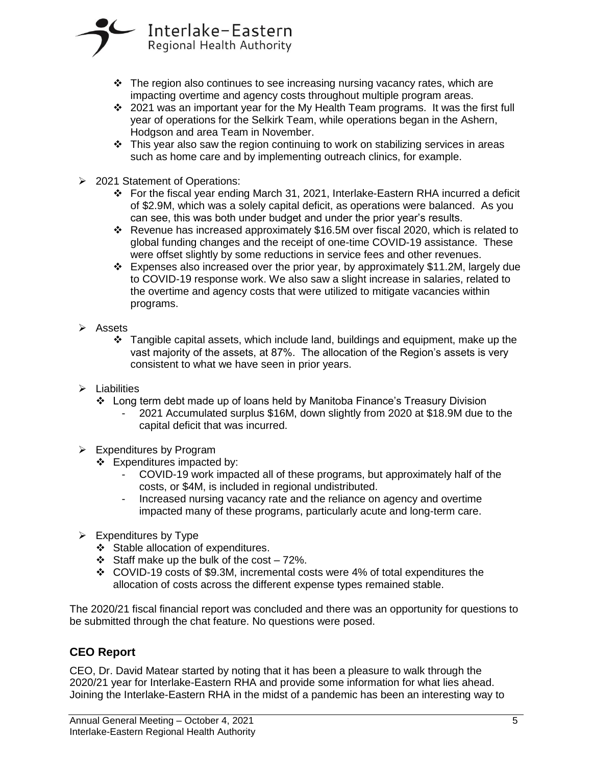- ❖ The region also continues to see increasing nursing vacancy rates, which are impacting overtime and agency costs throughout multiple program areas.
  - ❖ 2021 was an important year for the My Health Team programs. It was the first full year of operations for the Selkirk Team, while operations began in the Ashern, Hodgson and area Team in November.
  - ❖ This year also saw the region continuing to work on stabilizing services in areas such as home care and by implementing outreach clinics, for example.

- ➢ 2021 Statement of Operations:
  - ❖ For the fiscal year ending March 31, 2021, Interlake-Eastern RHA incurred a deficit of $2.9M, which was a solely capital deficit, as operations were balanced. As you can see, this was both under budget and under the prior year's results.
  - ❖ Revenue has increased approximately $16.5M over fiscal 2020, which is related to global funding changes and the receipt of one-time COVID-19 assistance. These were offset slightly by some reductions in service fees and other revenues.
  - ❖ Expenses also increased over the prior year, by approximately $11.2M, largely due to COVID-19 response work. We also saw a slight increase in salaries, related to the overtime and agency costs that were utilized to mitigate vacancies within programs.

- ➢ Assets
  - ❖ Tangible capital assets, which include land, buildings and equipment, make up the vast majority of the assets, at 87%. The allocation of the Region's assets is very consistent to what we have seen in prior years.

- ➢ Liabilities
  - ❖ Long term debt made up of loans held by Manitoba Finance's Treasury Division
    - 2021 Accumulated surplus $16M, down slightly from 2020 at $18.9M due to the capital deficit that was incurred.

- ➢ Expenditures by Program
  - ❖ Expenditures impacted by:
    - COVID-19 work impacted all of these programs, but approximately half of the costs, or $4M, is included in regional undistributed.
    - Increased nursing vacancy rate and the reliance on agency and overtime impacted many of these programs, particularly acute and long-term care.

- ➢ Expenditures by Type
  - ❖ Stable allocation of expenditures.
  - ❖ Staff make up the bulk of the cost – 72%.
  - ❖ COVID-19 costs of $9.3M, incremental costs were 4% of total expenditures the allocation of costs across the different expense types remained stable.

The 2020/21 fiscal financial report was concluded and there was an opportunity for questions to be submitted through the chat feature. No questions were posed.

## CEO Report

CEO, Dr. David Matear started by noting that it has been a pleasure to walk through the 2020/21 year for Interlake-Eastern RHA and provide some information for what lies ahead. Joining the Interlake-Eastern RHA in the midst of a pandemic has been an interesting way to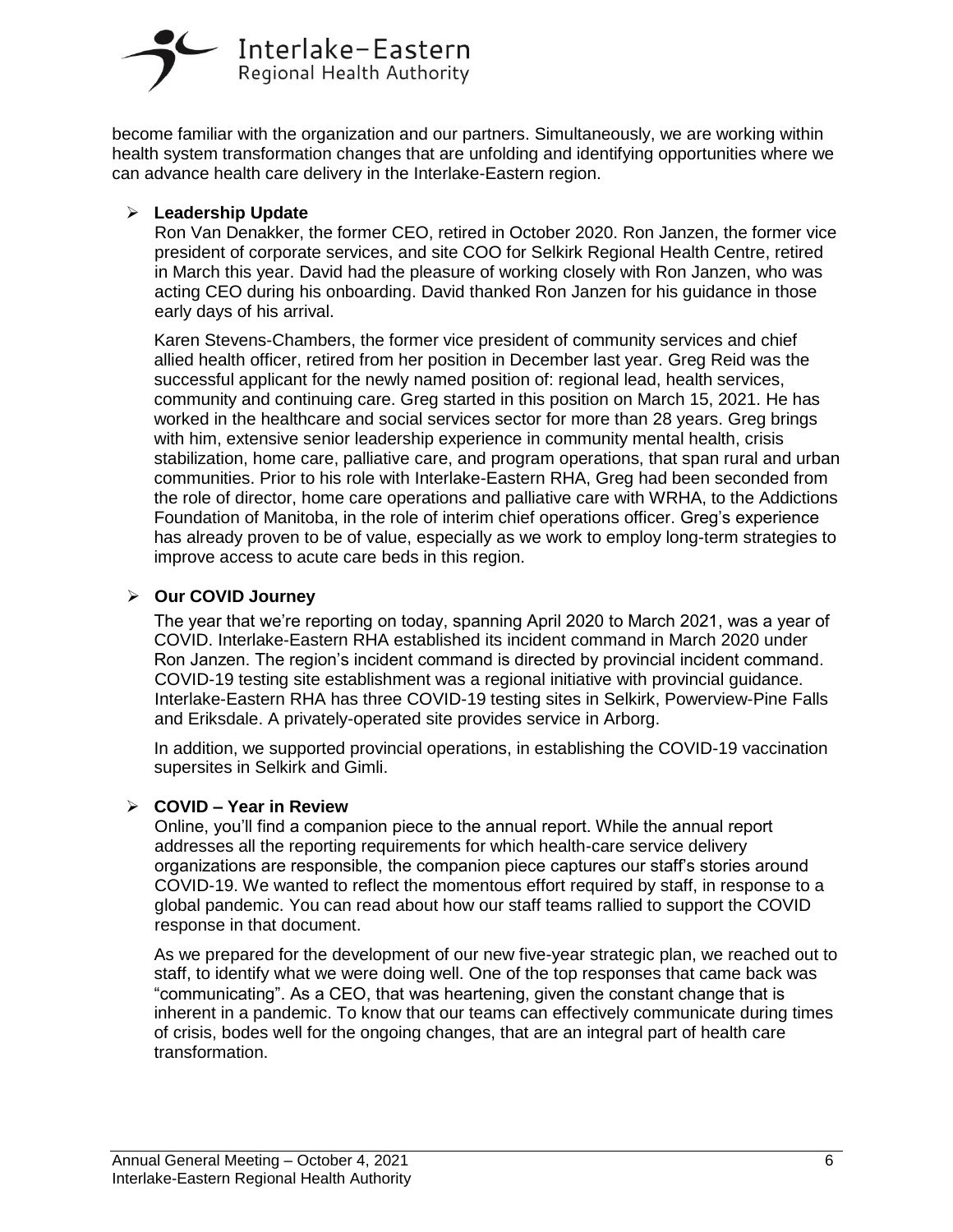become familiar with the organization and our partners. Simultaneously, we are working within health system transformation changes that are unfolding and identifying opportunities where we can advance health care delivery in the Interlake-Eastern region.

- **Leadership Update**

  Ron Van Denakker, the former CEO, retired in October 2020. Ron Janzen, the former vice president of corporate services, and site COO for Selkirk Regional Health Centre, retired in March this year. David had the pleasure of working closely with Ron Janzen, who was acting CEO during his onboarding. David thanked Ron Janzen for his guidance in those early days of his arrival.

  Karen Stevens-Chambers, the former vice president of community services and chief allied health officer, retired from her position in December last year. Greg Reid was the successful applicant for the newly named position of: regional lead, health services, community and continuing care. Greg started in this position on March 15, 2021. He has worked in the healthcare and social services sector for more than 28 years. Greg brings with him, extensive senior leadership experience in community mental health, crisis stabilization, home care, palliative care, and program operations, that span rural and urban communities. Prior to his role with Interlake-Eastern RHA, Greg had been seconded from the role of director, home care operations and palliative care with WRHA, to the Addictions Foundation of Manitoba, in the role of interim chief operations officer. Greg's experience has already proven to be of value, especially as we work to employ long-term strategies to improve access to acute care beds in this region.

- **Our COVID Journey**

  The year that we're reporting on today, spanning April 2020 to March 2021, was a year of COVID. Interlake-Eastern RHA established its incident command in March 2020 under Ron Janzen. The region's incident command is directed by provincial incident command. COVID-19 testing site establishment was a regional initiative with provincial guidance. Interlake-Eastern RHA has three COVID-19 testing sites in Selkirk, Powerview-Pine Falls and Eriksdale. A privately-operated site provides service in Arborg.

  In addition, we supported provincial operations, in establishing the COVID-19 vaccination supersites in Selkirk and Gimli.

- **COVID – Year in Review**

  Online, you'll find a companion piece to the annual report. While the annual report addresses all the reporting requirements for which health-care service delivery organizations are responsible, the companion piece captures our staff's stories around COVID-19. We wanted to reflect the momentous effort required by staff, in response to a global pandemic. You can read about how our staff teams rallied to support the COVID response in that document.

  As we prepared for the development of our new five-year strategic plan, we reached out to staff, to identify what we were doing well. One of the top responses that came back was "communicating". As a CEO, that was heartening, given the constant change that is inherent in a pandemic. To know that our teams can effectively communicate during times of crisis, bodes well for the ongoing changes, that are an integral part of health care transformation.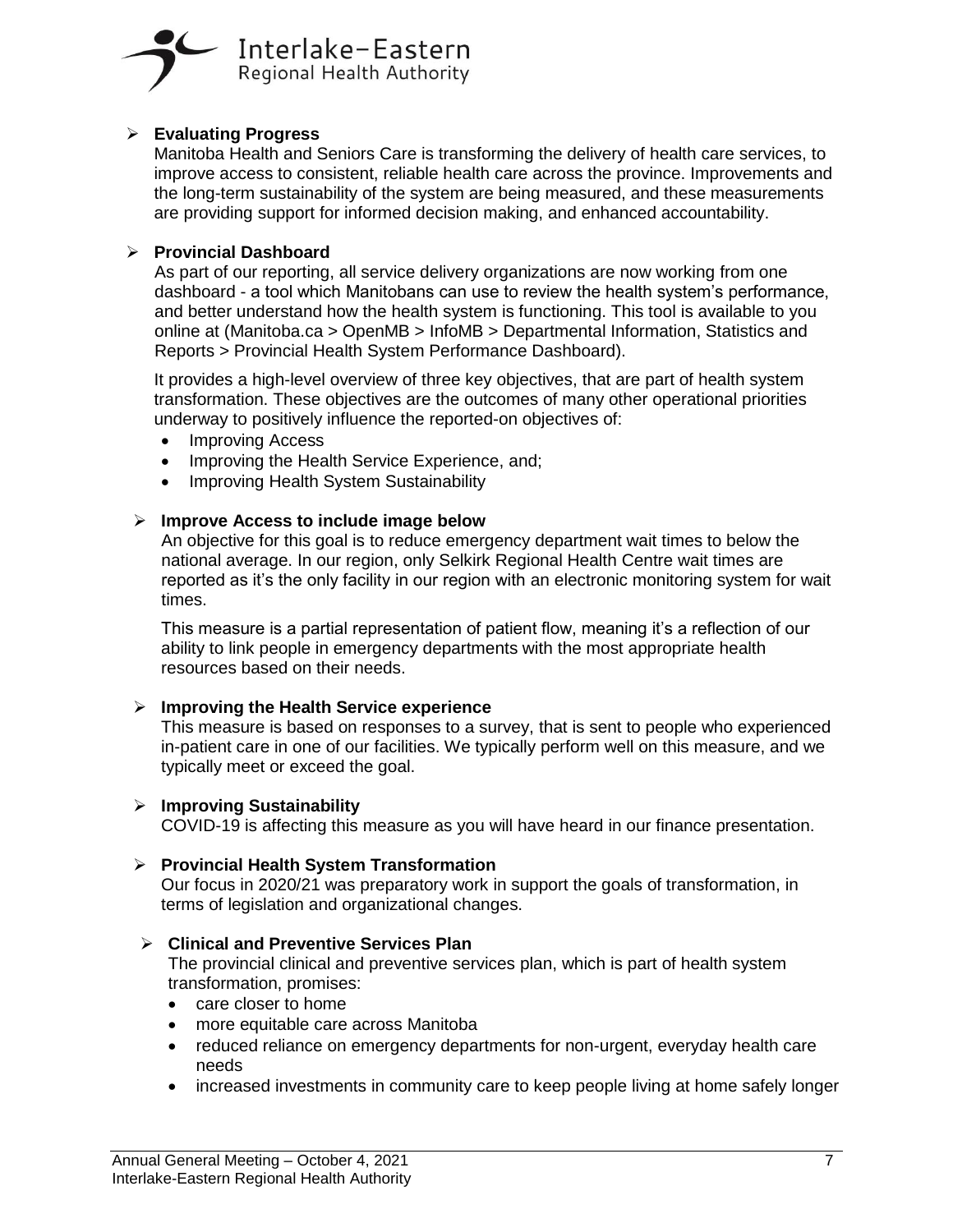- **Evaluating Progress**

  Manitoba Health and Seniors Care is transforming the delivery of health care services, to improve access to consistent, reliable health care across the province. Improvements and the long-term sustainability of the system are being measured, and these measurements are providing support for informed decision making, and enhanced accountability.

- **Provincial Dashboard**

  As part of our reporting, all service delivery organizations are now working from one dashboard - a tool which Manitobans can use to review the health system's performance, and better understand how the health system is functioning. This tool is available to you online at (Manitoba.ca > OpenMB > InfoMB > Departmental Information, Statistics and Reports > Provincial Health System Performance Dashboard).

  It provides a high-level overview of three key objectives, that are part of health system transformation. These objectives are the outcomes of many other operational priorities underway to positively influence the reported-on objectives of:

  - Improving Access
  - Improving the Health Service Experience, and;
  - Improving Health System Sustainability

- **Improve Access to include image below**

  An objective for this goal is to reduce emergency department wait times to below the national average. In our region, only Selkirk Regional Health Centre wait times are reported as it's the only facility in our region with an electronic monitoring system for wait times.

  This measure is a partial representation of patient flow, meaning it's a reflection of our ability to link people in emergency departments with the most appropriate health resources based on their needs.

- **Improving the Health Service experience**

  This measure is based on responses to a survey, that is sent to people who experienced in-patient care in one of our facilities. We typically perform well on this measure, and we typically meet or exceed the goal.

- **Improving Sustainability**

  COVID-19 is affecting this measure as you will have heard in our finance presentation.

- **Provincial Health System Transformation**

  Our focus in 2020/21 was preparatory work in support the goals of transformation, in terms of legislation and organizational changes.

- **Clinical and Preventive Services Plan**

  The provincial clinical and preventive services plan, which is part of health system transformation, promises:

  - care closer to home
  - more equitable care across Manitoba
  - reduced reliance on emergency departments for non-urgent, everyday health care needs
  - increased investments in community care to keep people living at home safely longer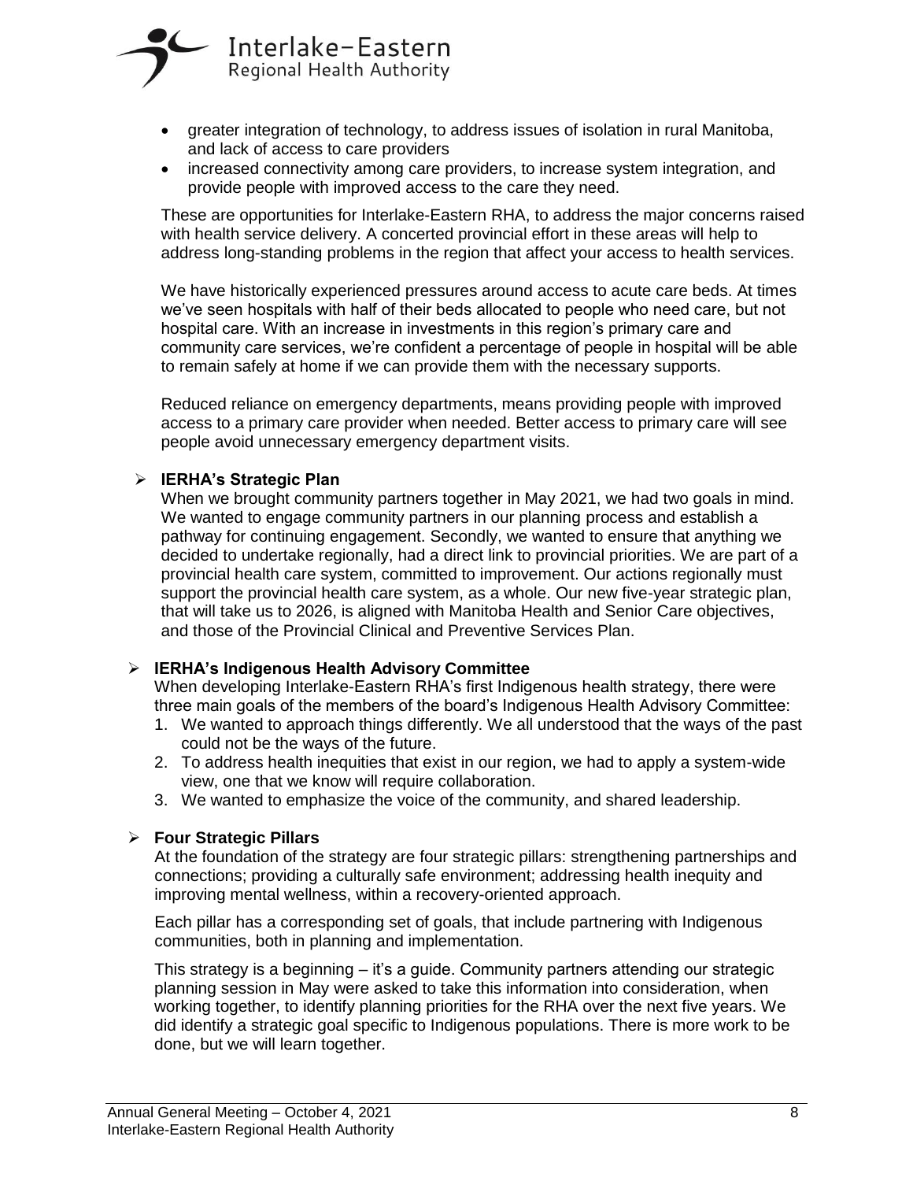- greater integration of technology, to address issues of isolation in rural Manitoba, and lack of access to care providers
- increased connectivity among care providers, to increase system integration, and provide people with improved access to the care they need.

These are opportunities for Interlake-Eastern RHA, to address the major concerns raised with health service delivery. A concerted provincial effort in these areas will help to address long-standing problems in the region that affect your access to health services.

We have historically experienced pressures around access to acute care beds. At times we've seen hospitals with half of their beds allocated to people who need care, but not hospital care. With an increase in investments in this region's primary care and community care services, we're confident a percentage of people in hospital will be able to remain safely at home if we can provide them with the necessary supports.

Reduced reliance on emergency departments, means providing people with improved access to a primary care provider when needed. Better access to primary care will see people avoid unnecessary emergency department visits.

### IERHA's Strategic Plan

When we brought community partners together in May 2021, we had two goals in mind. We wanted to engage community partners in our planning process and establish a pathway for continuing engagement. Secondly, we wanted to ensure that anything we decided to undertake regionally, had a direct link to provincial priorities. We are part of a provincial health care system, committed to improvement. Our actions regionally must support the provincial health care system, as a whole. Our new five-year strategic plan, that will take us to 2026, is aligned with Manitoba Health and Senior Care objectives, and those of the Provincial Clinical and Preventive Services Plan.

### IERHA's Indigenous Health Advisory Committee

When developing Interlake-Eastern RHA's first Indigenous health strategy, there were three main goals of the members of the board's Indigenous Health Advisory Committee:

1. We wanted to approach things differently. We all understood that the ways of the past could not be the ways of the future.
2. To address health inequities that exist in our region, we had to apply a system-wide view, one that we know will require collaboration.
3. We wanted to emphasize the voice of the community, and shared leadership.

### Four Strategic Pillars

At the foundation of the strategy are four strategic pillars: strengthening partnerships and connections; providing a culturally safe environment; addressing health inequity and improving mental wellness, within a recovery-oriented approach.

Each pillar has a corresponding set of goals, that include partnering with Indigenous communities, both in planning and implementation.

This strategy is a beginning – it's a guide. Community partners attending our strategic planning session in May were asked to take this information into consideration, when working together, to identify planning priorities for the RHA over the next five years. We did identify a strategic goal specific to Indigenous populations. There is more work to be done, but we will learn together.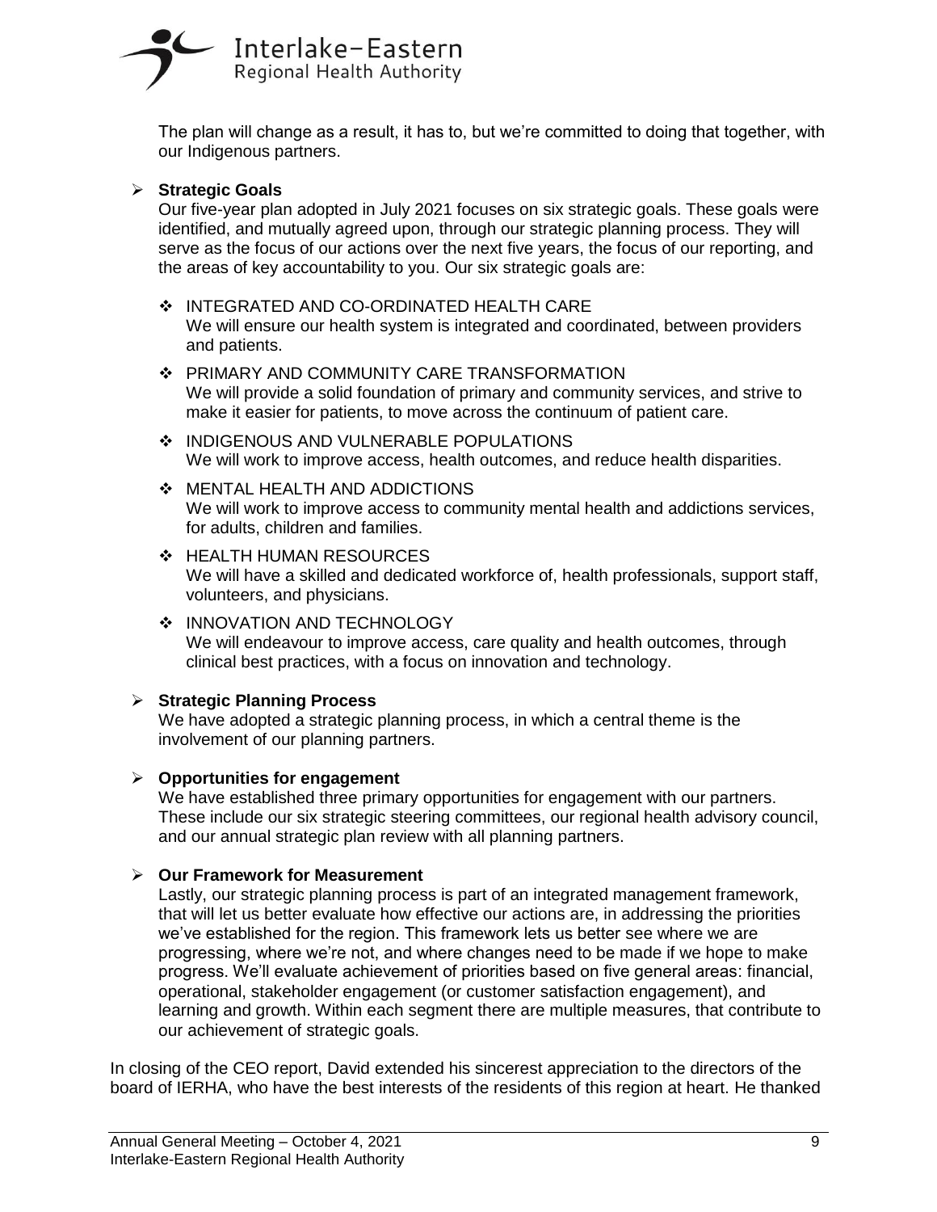The plan will change as a result, it has to, but we're committed to doing that together, with our Indigenous partners.

- **Strategic Goals**

  Our five-year plan adopted in July 2021 focuses on six strategic goals. These goals were identified, and mutually agreed upon, through our strategic planning process. They will serve as the focus of our actions over the next five years, the focus of our reporting, and the areas of key accountability to you. Our six strategic goals are:

  - INTEGRATED AND CO-ORDINATED HEALTH CARE
    We will ensure our health system is integrated and coordinated, between providers and patients.
  - PRIMARY AND COMMUNITY CARE TRANSFORMATION
    We will provide a solid foundation of primary and community services, and strive to make it easier for patients, to move across the continuum of patient care.
  - INDIGENOUS AND VULNERABLE POPULATIONS
    We will work to improve access, health outcomes, and reduce health disparities.
  - MENTAL HEALTH AND ADDICTIONS
    We will work to improve access to community mental health and addictions services, for adults, children and families.
  - HEALTH HUMAN RESOURCES
    We will have a skilled and dedicated workforce of, health professionals, support staff, volunteers, and physicians.
  - INNOVATION AND TECHNOLOGY
    We will endeavour to improve access, care quality and health outcomes, through clinical best practices, with a focus on innovation and technology.

- **Strategic Planning Process**

  We have adopted a strategic planning process, in which a central theme is the involvement of our planning partners.

- **Opportunities for engagement**

  We have established three primary opportunities for engagement with our partners. These include our six strategic steering committees, our regional health advisory council, and our annual strategic plan review with all planning partners.

- **Our Framework for Measurement**

  Lastly, our strategic planning process is part of an integrated management framework, that will let us better evaluate how effective our actions are, in addressing the priorities we've established for the region. This framework lets us better see where we are progressing, where we're not, and where changes need to be made if we hope to make progress. We'll evaluate achievement of priorities based on five general areas: financial, operational, stakeholder engagement (or customer satisfaction engagement), and learning and growth. Within each segment there are multiple measures, that contribute to our achievement of strategic goals.

In closing of the CEO report, David extended his sincerest appreciation to the directors of the board of IERHA, who have the best interests of the residents of this region at heart. He thanked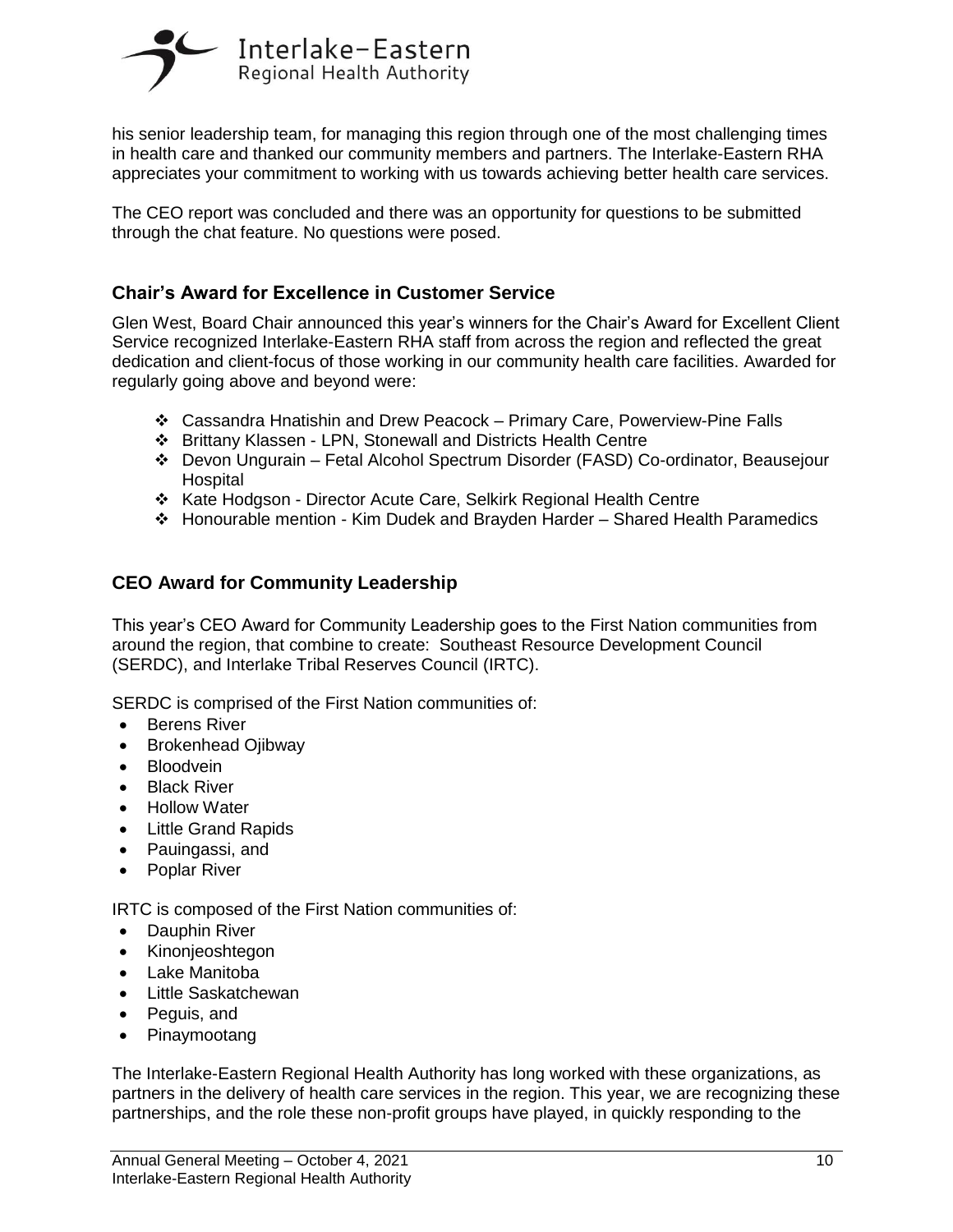his senior leadership team, for managing this region through one of the most challenging times in health care and thanked our community members and partners. The Interlake-Eastern RHA appreciates your commitment to working with us towards achieving better health care services.

The CEO report was concluded and there was an opportunity for questions to be submitted through the chat feature. No questions were posed.

## Chair's Award for Excellence in Customer Service

Glen West, Board Chair announced this year's winners for the Chair's Award for Excellent Client Service recognized Interlake-Eastern RHA staff from across the region and reflected the great dedication and client-focus of those working in our community health care facilities. Awarded for regularly going above and beyond were:

- Cassandra Hnatishin and Drew Peacock – Primary Care, Powerview-Pine Falls
- Brittany Klassen - LPN, Stonewall and Districts Health Centre
- Devon Ungurain – Fetal Alcohol Spectrum Disorder (FASD) Co-ordinator, Beausejour Hospital
- Kate Hodgson - Director Acute Care, Selkirk Regional Health Centre
- Honourable mention - Kim Dudek and Brayden Harder – Shared Health Paramedics

## CEO Award for Community Leadership

This year's CEO Award for Community Leadership goes to the First Nation communities from around the region, that combine to create: Southeast Resource Development Council (SERDC), and Interlake Tribal Reserves Council (IRTC).

SERDC is comprised of the First Nation communities of:

- Berens River
- Brokenhead Ojibway
- Bloodvein
- Black River
- Hollow Water
- Little Grand Rapids
- Pauingassi, and
- Poplar River

IRTC is composed of the First Nation communities of:

- Dauphin River
- Kinonjeoshtegon
- Lake Manitoba
- Little Saskatchewan
- Peguis, and
- Pinaymootang

The Interlake-Eastern Regional Health Authority has long worked with these organizations, as partners in the delivery of health care services in the region. This year, we are recognizing these partnerships, and the role these non-profit groups have played, in quickly responding to the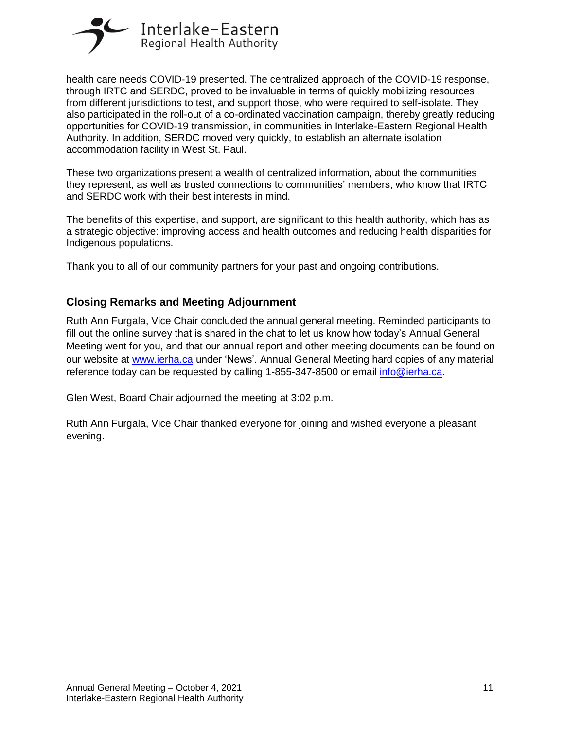health care needs COVID-19 presented. The centralized approach of the COVID-19 response, through IRTC and SERDC, proved to be invaluable in terms of quickly mobilizing resources from different jurisdictions to test, and support those, who were required to self-isolate. They also participated in the roll-out of a co-ordinated vaccination campaign, thereby greatly reducing opportunities for COVID-19 transmission, in communities in Interlake-Eastern Regional Health Authority. In addition, SERDC moved very quickly, to establish an alternate isolation accommodation facility in West St. Paul.

These two organizations present a wealth of centralized information, about the communities they represent, as well as trusted connections to communities' members, who know that IRTC and SERDC work with their best interests in mind.

The benefits of this expertise, and support, are significant to this health authority, which has as a strategic objective: improving access and health outcomes and reducing health disparities for Indigenous populations.

Thank you to all of our community partners for your past and ongoing contributions.

## Closing Remarks and Meeting Adjournment

Ruth Ann Furgala, Vice Chair concluded the annual general meeting. Reminded participants to fill out the online survey that is shared in the chat to let us know how today's Annual General Meeting went for you, and that our annual report and other meeting documents can be found on our website at www.ierha.ca under 'News'. Annual General Meeting hard copies of any material reference today can be requested by calling 1-855-347-8500 or email info@ierha.ca.

Glen West, Board Chair adjourned the meeting at 3:02 p.m.

Ruth Ann Furgala, Vice Chair thanked everyone for joining and wished everyone a pleasant evening.